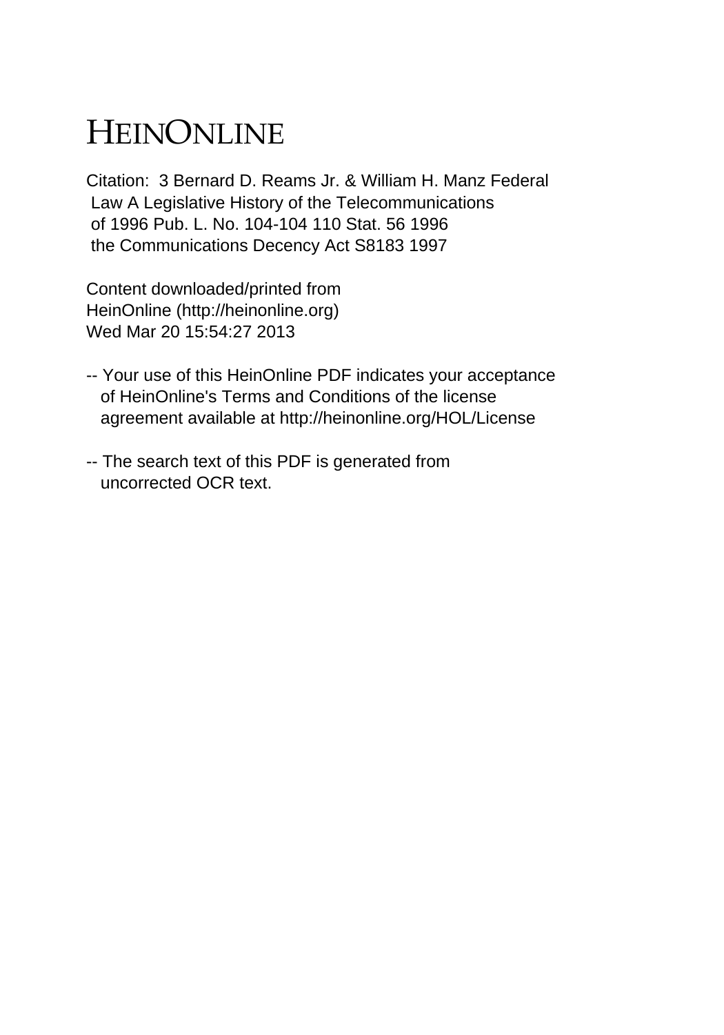# HEINONLINE

Citation: 3 Bernard D. Reams Jr. & William H. Manz Federal Law A Legislative History of the Telecommunications of 1996 Pub. L. No. 104-104 110 Stat. 56 1996 the Communications Decency Act S8183 1997

Content downloaded/printed from HeinOnline (http://heinonline.org) Wed Mar 20 15:54:27 2013

-- Your use of this HeinOnline PDF indicates your acceptance of HeinOnline's Terms and Conditions of the license agreement available at http://heinonline.org/HOL/License

-- The search text of this PDF is generated from uncorrected OCR text.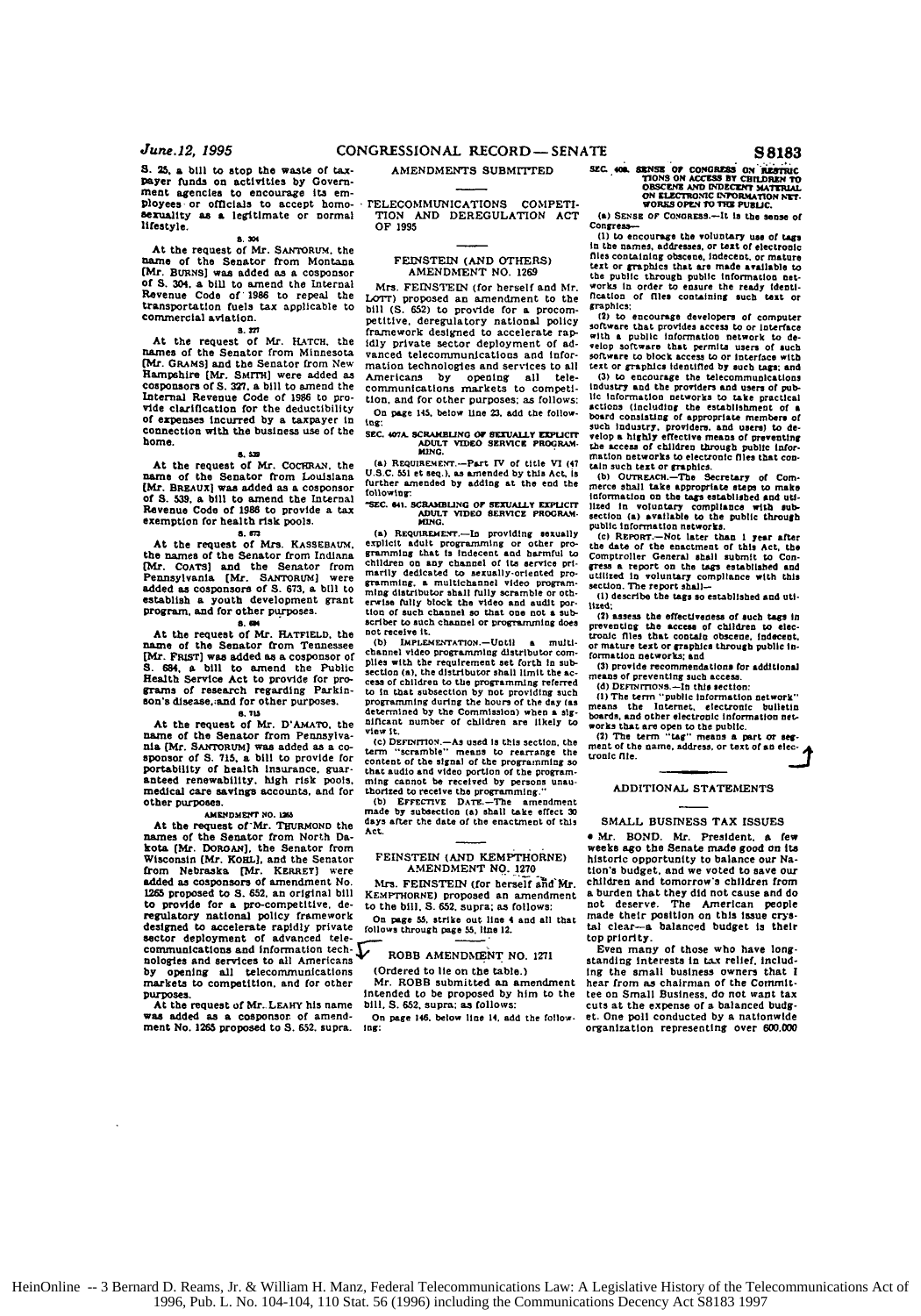S. 25, a bill to stop the waste of taxpayer funds on activities by Government agencies to encourage its employees or officials to accept homosexuality as a legitimate or normal lifestyle.

S. 304

At the request of Mr. SANTORUM, the name of the Senator from Montana [Mr. BURNS] was added as a cosponsor of S. 304, a bill to amend the Internal Revenue Code of 1986 to repeal the transportation fuels tax applicable to commercial aviation.

S. 327

At the request of Mr. HATCH, the names of the Senator from Minnesota [Mr. GRAMS] and the Senator from New Hampshire [Mr. SMITH] were added as cosponsors of S. 327, a bill to amend the Internal Revenue Code of 1986 to provide clarification for the deductibility of expenses incurred by a taxpayer in connection with the business use of the home.

S. 539

At the request of Mr. COCHRAN, the name of the Senator from Louisiana [Mr. BREAUX] was added as a cosponsor of S. 539, a bill to amend the Internal Revenue Code of 1986 to provide a tax exemption for health risk pools.

S. 673

At the request of Mrs. KASSEBAUM, the names of the Senator from Indiana [Mr. COATS] and the Senator from Pennsylvania [Mr. SANTORUM] were added as cosponsors of S. 673, a bill to establish a youth development grant program, and for other purposes.

S. 684

At the request of Mr. HATFIELD, the name of the Senator from Tennessee [Mr. FRIST] was added as a cosponsor of S. 684, a bill to amend the Public Health Service Act to provide for programs of research regarding Parkinson's disease, and for other purposes.

S. 715

At the request of Mr. D'AMATO, the name of the Senator from Pennsylvania [Mr. SANTORUM] was added as a cosponsor of S. 715, a bill to provide for portability of health insurance, guaranteed renewability, high risk pools, medical care savings accounts, and for other purposes.

AMENDMENT NO. 1265

At the request of Mr. THURMOND the names of the Senator from North Dakota [Mr. DORGAN], the Senator from Wisconsin [Mr. KOHL], and the Senator from Nebraska [Mr. KERREY] were added as cosponsors of amendment No. 1265 proposed to S. 652, an original bill to provide for a pro-competitive, deregulatory national policy framework designed to accelerate rapidly private sector deployment of advanced telecommunications and information technologies and services to all Americans by opening all telecommunications markets to competition, and for other purposes.

At the request of Mr. LEAHY his name was added as a cosponsor of amendment No. 1265 proposed to S. 652, supra.

## AMENDMENTS SUBMITTED

### TELECOMMUNICATIONS COMPETITION AND DEREGULATION ACT OF 1995

### FEINSTEIN (AND OTHERS) AMENDMENT NO. 1269

Mrs. FEINSTEIN (for herself and Mr. LOTT) proposed an amendment to the bill (S. 652) to provide for a procompetitive, deregulatory national policy framework designed to accelerate rapidly private sector deployment of advanced telecommunications and information technologies and services to all Americans by opening all telecommunications markets to competition, and for other purposes; as follows:

On page 145, below line 23, add the following:

SEC. 407A. SCRAMBLING OF SEXUALLY EXPLICIT ADULT VIDEO SERVICE PROGRAMMING.

(a) REQUIREMENT.—Part IV of title VI (47 U.S.C. 551 et seq.), as amended by this Act, is further amended by adding at the end the following:

"SEC. 641. SCRAMBLING OF SEXUALLY EXPLICIT ADULT VIDEO SERVICE PROGRAMMING.

(a) REQUIREMENT.—In providing sexually explicit adult programming or other programming that is indecent and harmful to children on any channel of its service primarily dedicated to sexually-oriented programming, a multichannel video programming distributor shall fully scramble or otherwise fully block the video and audio portion of such channel so that one not a subscriber to such channel or programming does not receive it.

(b) IMPLEMENTATION.—Until a multichannel video programming distributor complies with the requirement set forth in subsection (a), the distributor shall limit the access of children to the programming referred to in that subsection by not providing such programming during the hours of the day (as determined by the Commission) when a significant number of children are likely to view it.

(c) DEFINITION.—As used in this section, the term "scramble" means to rearrange the content of the signal of the programming so that audio and video portion of the programming cannot be received by persons unauthorized to receive the programming."

(b) EFFECTIVE DATE.—The amendment made by subsection (a) shall take effect 30 days after the date of the enactment of this Act.

### FEINSTEIN (AND KEMPTHORNE) AMENDMENT NO. 1270

Mrs. FEINSTEIN (for herself and Mr. KEMPTHORNE) proposed an amendment to the bill, S. 652, supra; as follows:

On page 55, strike out line 4 and all that follows through page 55, line 12.

### ROBB AMENDMENT NO. 1271

(Ordered to lie on the table.)

Mr. ROBB submitted an amendment intended to be proposed by him to the bill, S. 652, supra; as follows:

On page 146, below line 14, add the following:

SEC. 408. SENSE OF CONGRESS ON RESTRICTIONS ON ACCESS BY CHILDREN TO OBSCENE AND INDECENT MATERIAL ON ELECTRONIC INFORMATION NETWORKS OPEN TO THE PUBLIC.

(a) SENSE OF CONGRESS.—It is the sense of Congress—

(1) to encourage the voluntary use of tags in the names, addresses, or text of electronic files containing obscene, indecent, or mature text or graphics that are made available to the public through public information networks in order to ensure the ready identification of files containing such text or graphics;

(2) to encourage developers of computer software that provides access to or interface with a public information network to develop software that permits users of such software to block access to or interface with text or graphics identified by such tags; and

(3) to encourage the telecommunications industry and the providers and users of public information networks to take practical actions (including the establishment of a board consisting of appropriate members of such industry, providers, and users) to develop a highly effective means of preventing the access of children through public information networks to electronic files that contain such text or graphics.

(b) OUTREACH.—The Secretary of Commerce shall take appropriate steps to make information on the tags established and utilized in voluntary compliance with subsection (a) available to the public through public information networks.

(c) REPORT.—Not later than 1 year after the date of the enactment of this Act, the Comptroller General shall submit to Congress a report on the tags established and utilized in voluntary compliance with this section. The report shall—

(1) describe the tags so established and utilized;

(2) assess the effectiveness of such tags in preventing the access of children to electronic files that contain obscene, indecent, or mature text or graphics through public information networks; and

(3) provide recommendations for additional means of preventing such access.

(d) DEFINITIONS.—In this section:

(1) The term "public information network" means the Internet, electronic bulletin boards, and other electronic information networks that are open to the public.

(2) The term "tag" means a part or segment of the name, address, or text of an electronic file.

## ADDITIONAL STATEMENTS

### SMALL BUSINESS TAX ISSUES

• Mr. BOND. Mr. President, a few weeks ago the Senate made good on its historic opportunity to balance our Nation's budget, and we voted to save our children and tomorrow's children from a burden that they did not cause and do not deserve. The American people made their position on this issue crystal clear—a balanced budget is their top priority.

Even many of those who have longstanding interests in tax relief, including the small business owners that I hear from as chairman of the Committee on Small Business, do not want tax cuts at the expense of a balanced budget. One poll conducted by a nationwide organization representing over 600,000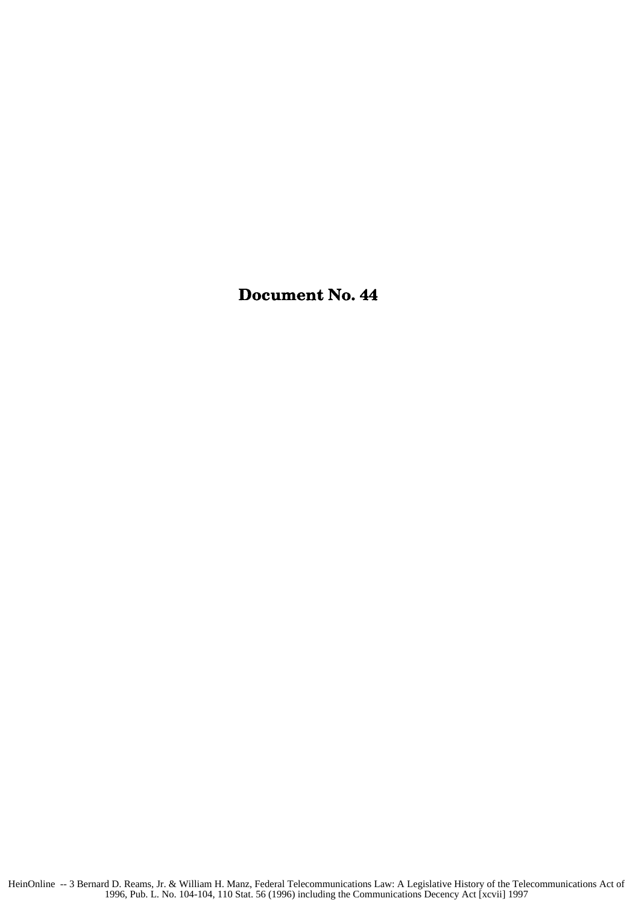# Document No. 44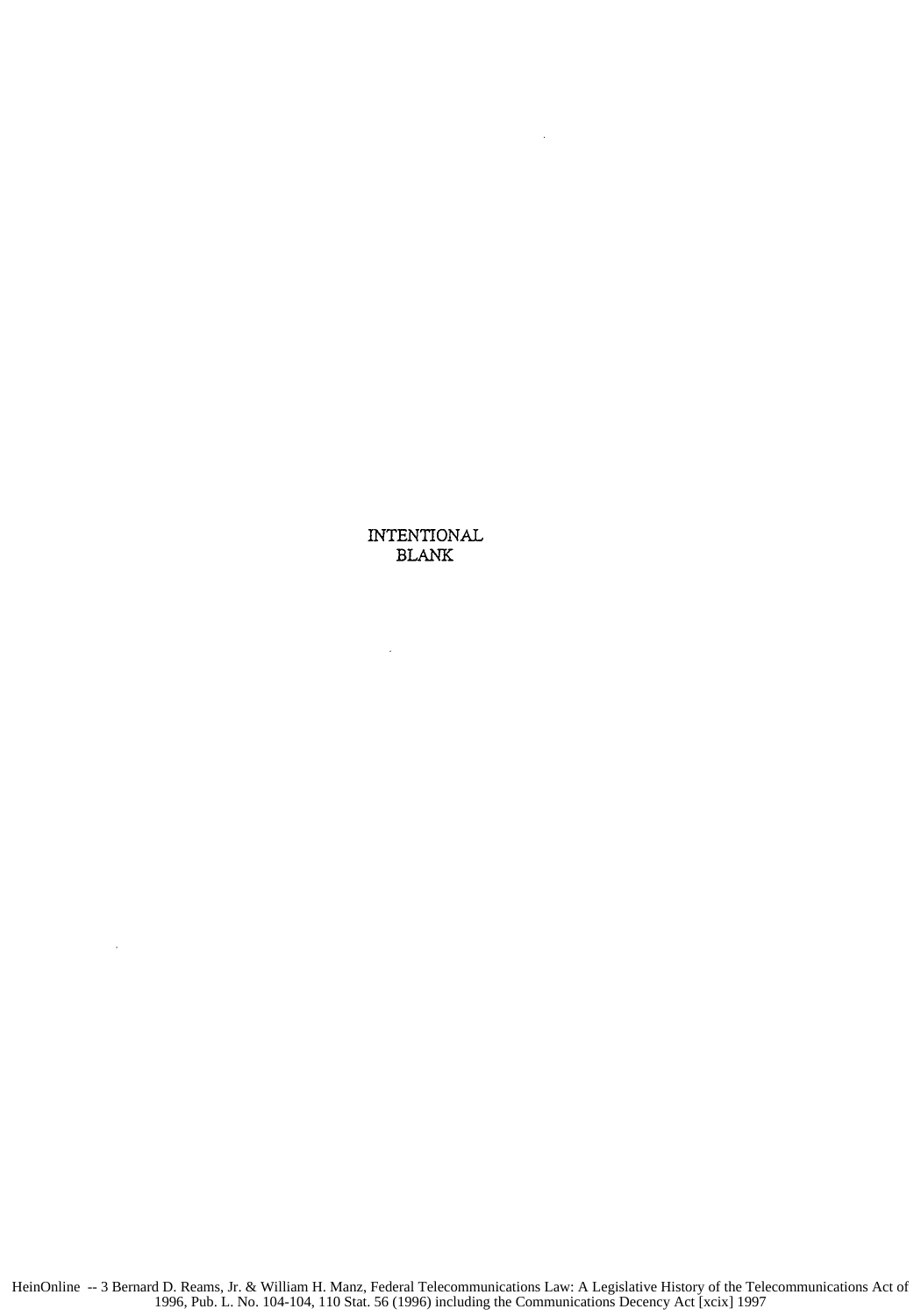INTENTIONAL
BLANK